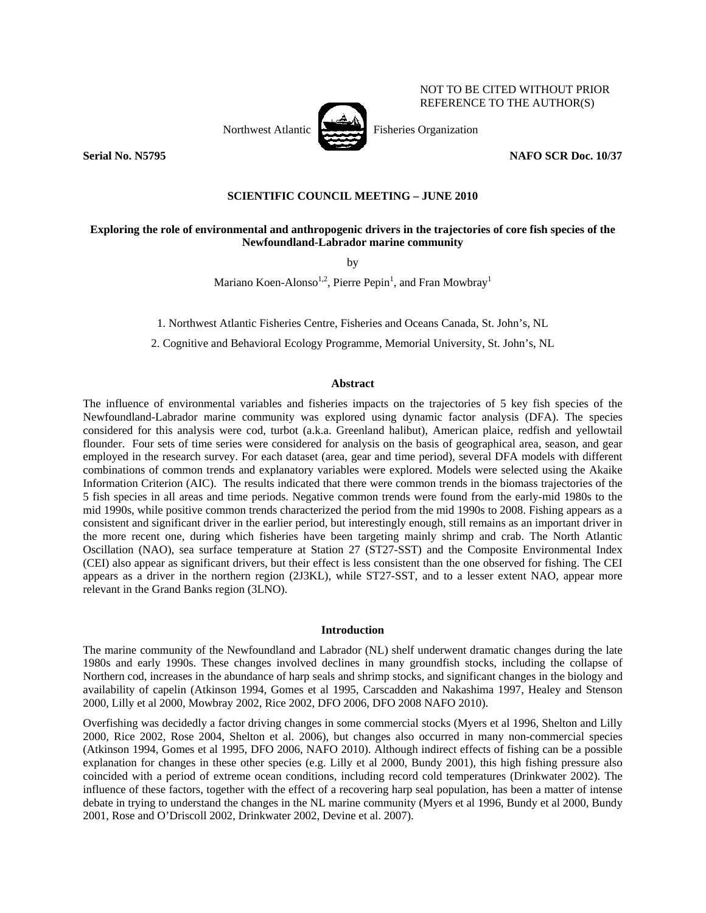NOT TO BE CITED WITHOUT PRIOR REFERENCE TO THE AUTHOR(S)

Northwest Atlantic Fisheries Organization

**Serial No. N5795** **NAFO SCR Doc. 10/37**

**SCIENTIFIC COUNCIL MEETING – JUNE 2010**

# Exploring the role of environmental and anthropogenic drivers in the trajectories of core fish species of the Newfoundland-Labrador marine community

by

Mariano Koen-Alonso[1,2], Pierre Pepin[1], and Fran Mowbray[1]

1. Northwest Atlantic Fisheries Centre, Fisheries and Oceans Canada, St. John's, NL

2. Cognitive and Behavioral Ecology Programme, Memorial University, St. John's, NL

## Abstract

The influence of environmental variables and fisheries impacts on the trajectories of 5 key fish species of the Newfoundland-Labrador marine community was explored using dynamic factor analysis (DFA). The species considered for this analysis were cod, turbot (a.k.a. Greenland halibut), American plaice, redfish and yellowtail flounder. Four sets of time series were considered for analysis on the basis of geographical area, season, and gear employed in the research survey. For each dataset (area, gear and time period), several DFA models with different combinations of common trends and explanatory variables were explored. Models were selected using the Akaike Information Criterion (AIC). The results indicated that there were common trends in the biomass trajectories of the 5 fish species in all areas and time periods. Negative common trends were found from the early-mid 1980s to the mid 1990s, while positive common trends characterized the period from the mid 1990s to 2008. Fishing appears as a consistent and significant driver in the earlier period, but interestingly enough, still remains as an important driver in the more recent one, during which fisheries have been targeting mainly shrimp and crab. The North Atlantic Oscillation (NAO), sea surface temperature at Station 27 (ST27-SST) and the Composite Environmental Index (CEI) also appear as significant drivers, but their effect is less consistent than the one observed for fishing. The CEI appears as a driver in the northern region (2J3KL), while ST27-SST, and to a lesser extent NAO, appear more relevant in the Grand Banks region (3LNO).

## Introduction

The marine community of the Newfoundland and Labrador (NL) shelf underwent dramatic changes during the late 1980s and early 1990s. These changes involved declines in many groundfish stocks, including the collapse of Northern cod, increases in the abundance of harp seals and shrimp stocks, and significant changes in the biology and availability of capelin (Atkinson 1994, Gomes et al 1995, Carscadden and Nakashima 1997, Healey and Stenson 2000, Lilly et al 2000, Mowbray 2002, Rice 2002, DFO 2006, DFO 2008 NAFO 2010).

Overfishing was decidedly a factor driving changes in some commercial stocks (Myers et al 1996, Shelton and Lilly 2000, Rice 2002, Rose 2004, Shelton et al. 2006), but changes also occurred in many non-commercial species (Atkinson 1994, Gomes et al 1995, DFO 2006, NAFO 2010). Although indirect effects of fishing can be a possible explanation for changes in these other species (e.g. Lilly et al 2000, Bundy 2001), this high fishing pressure also coincided with a period of extreme ocean conditions, including record cold temperatures (Drinkwater 2002). The influence of these factors, together with the effect of a recovering harp seal population, has been a matter of intense debate in trying to understand the changes in the NL marine community (Myers et al 1996, Bundy et al 2000, Bundy 2001, Rose and O'Driscoll 2002, Drinkwater 2002, Devine et al. 2007).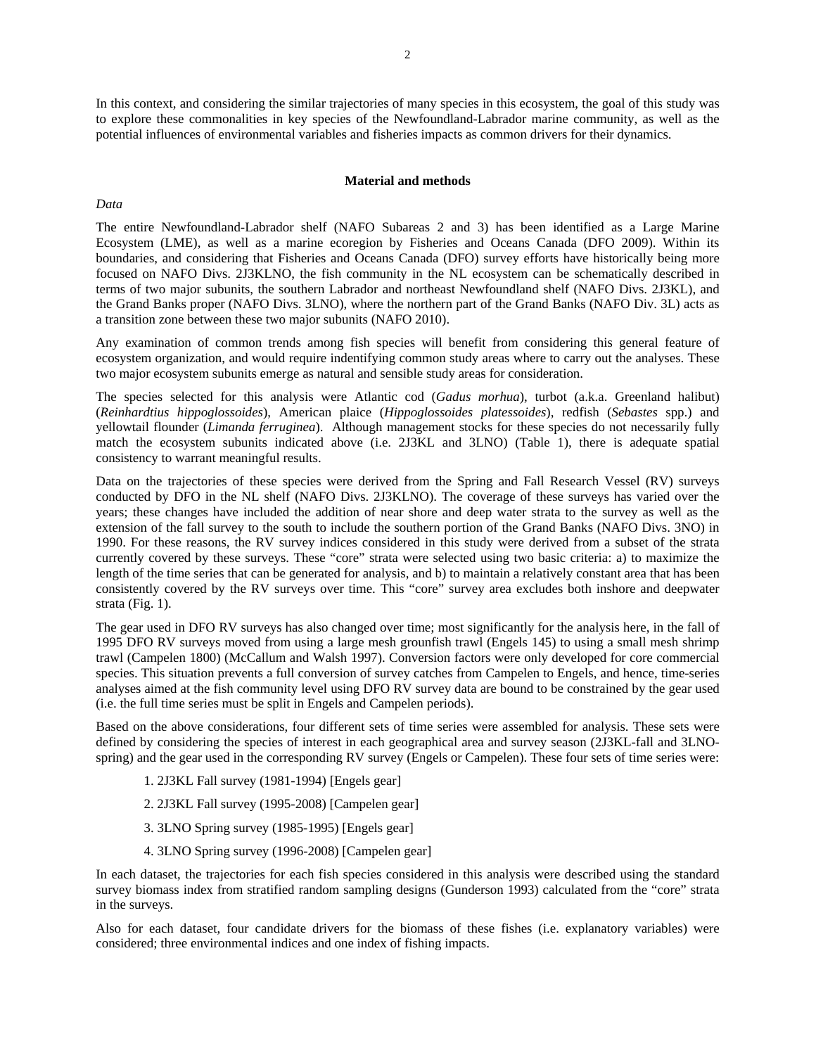In this context, and considering the similar trajectories of many species in this ecosystem, the goal of this study was to explore these commonalities in key species of the Newfoundland-Labrador marine community, as well as the potential influences of environmental variables and fisheries impacts as common drivers for their dynamics.

## Material and methods

*Data*

The entire Newfoundland-Labrador shelf (NAFO Subareas 2 and 3) has been identified as a Large Marine Ecosystem (LME), as well as a marine ecoregion by Fisheries and Oceans Canada (DFO 2009). Within its boundaries, and considering that Fisheries and Oceans Canada (DFO) survey efforts have historically being more focused on NAFO Divs. 2J3KLNO, the fish community in the NL ecosystem can be schematically described in terms of two major subunits, the southern Labrador and northeast Newfoundland shelf (NAFO Divs. 2J3KL), and the Grand Banks proper (NAFO Divs. 3LNO), where the northern part of the Grand Banks (NAFO Div. 3L) acts as a transition zone between these two major subunits (NAFO 2010).

Any examination of common trends among fish species will benefit from considering this general feature of ecosystem organization, and would require indentifying common study areas where to carry out the analyses. These two major ecosystem subunits emerge as natural and sensible study areas for consideration.

The species selected for this analysis were Atlantic cod (*Gadus morhua*), turbot (a.k.a. Greenland halibut) (*Reinhardtius hippoglossoides*), American plaice (*Hippoglossoides platessoides*), redfish (*Sebastes* spp.) and yellowtail flounder (*Limanda ferruginea*). Although management stocks for these species do not necessarily fully match the ecosystem subunits indicated above (i.e. 2J3KL and 3LNO) (Table 1), there is adequate spatial consistency to warrant meaningful results.

Data on the trajectories of these species were derived from the Spring and Fall Research Vessel (RV) surveys conducted by DFO in the NL shelf (NAFO Divs. 2J3KLNO). The coverage of these surveys has varied over the years; these changes have included the addition of near shore and deep water strata to the survey as well as the extension of the fall survey to the south to include the southern portion of the Grand Banks (NAFO Divs. 3NO) in 1990. For these reasons, the RV survey indices considered in this study were derived from a subset of the strata currently covered by these surveys. These "core" strata were selected using two basic criteria: a) to maximize the length of the time series that can be generated for analysis, and b) to maintain a relatively constant area that has been consistently covered by the RV surveys over time. This "core" survey area excludes both inshore and deepwater strata (Fig. 1).

The gear used in DFO RV surveys has also changed over time; most significantly for the analysis here, in the fall of 1995 DFO RV surveys moved from using a large mesh grounfish trawl (Engels 145) to using a small mesh shrimp trawl (Campelen 1800) (McCallum and Walsh 1997). Conversion factors were only developed for core commercial species. This situation prevents a full conversion of survey catches from Campelen to Engels, and hence, time-series analyses aimed at the fish community level using DFO RV survey data are bound to be constrained by the gear used (i.e. the full time series must be split in Engels and Campelen periods).

Based on the above considerations, four different sets of time series were assembled for analysis. These sets were defined by considering the species of interest in each geographical area and survey season (2J3KL-fall and 3LNO-spring) and the gear used in the corresponding RV survey (Engels or Campelen). These four sets of time series were:

1. 2J3KL Fall survey (1981-1994) [Engels gear]
2. 2J3KL Fall survey (1995-2008) [Campelen gear]
3. 3LNO Spring survey (1985-1995) [Engels gear]
4. 3LNO Spring survey (1996-2008) [Campelen gear]

In each dataset, the trajectories for each fish species considered in this analysis were described using the standard survey biomass index from stratified random sampling designs (Gunderson 1993) calculated from the "core" strata in the surveys.

Also for each dataset, four candidate drivers for the biomass of these fishes (i.e. explanatory variables) were considered; three environmental indices and one index of fishing impacts.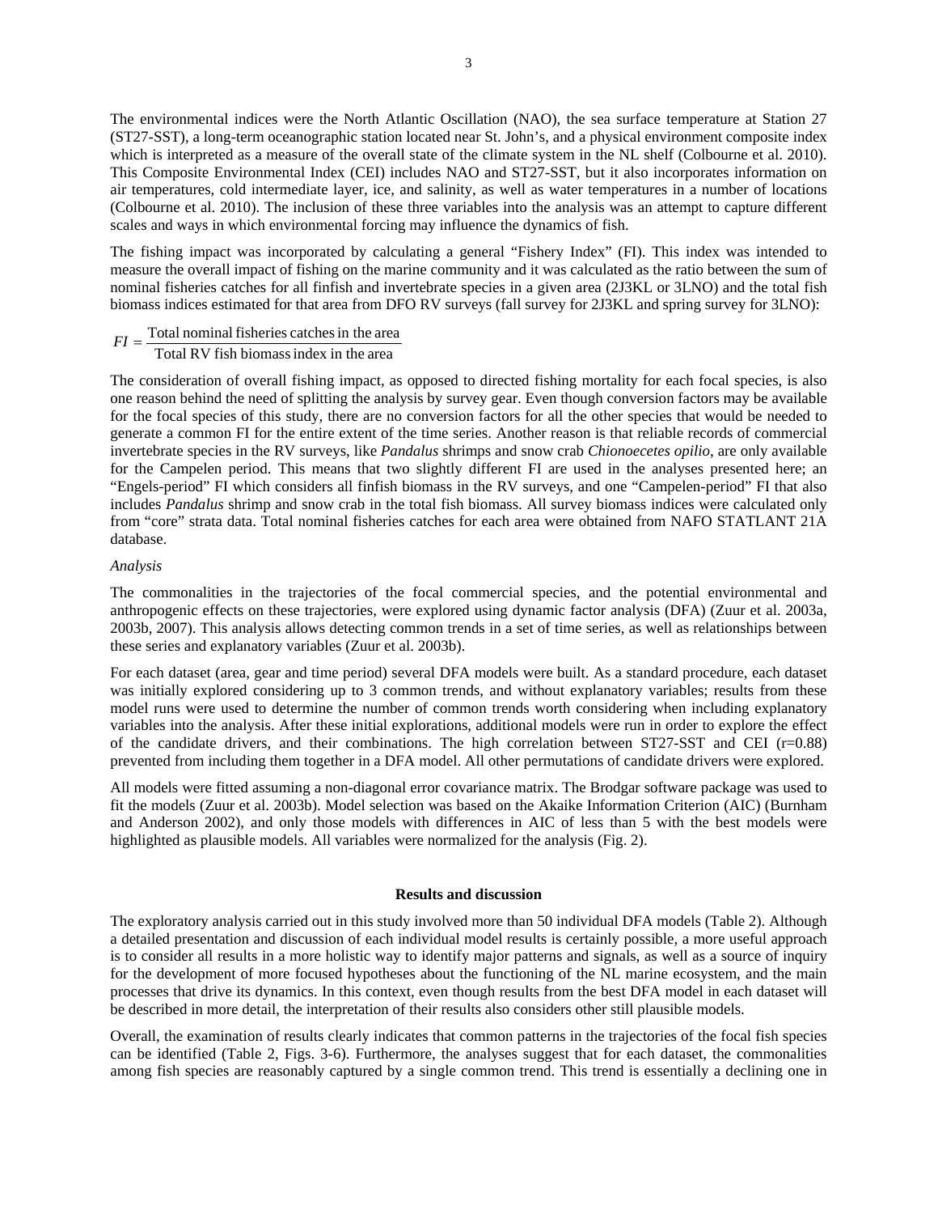The environmental indices were the North Atlantic Oscillation (NAO), the sea surface temperature at Station 27 (ST27-SST), a long-term oceanographic station located near St. John's, and a physical environment composite index which is interpreted as a measure of the overall state of the climate system in the NL shelf (Colbourne et al. 2010). This Composite Environmental Index (CEI) includes NAO and ST27-SST, but it also incorporates information on air temperatures, cold intermediate layer, ice, and salinity, as well as water temperatures in a number of locations (Colbourne et al. 2010). The inclusion of these three variables into the analysis was an attempt to capture different scales and ways in which environmental forcing may influence the dynamics of fish.

The fishing impact was incorporated by calculating a general "Fishery Index" (FI). This index was intended to measure the overall impact of fishing on the marine community and it was calculated as the ratio between the sum of nominal fisheries catches for all finfish and invertebrate species in a given area (2J3KL or 3LNO) and the total fish biomass indices estimated for that area from DFO RV surveys (fall survey for 2J3KL and spring survey for 3LNO):

$$FI = \frac{\text{Total nominal fisheries catches in the area}}{\text{Total RV fish biomass index in the area}}$$

The consideration of overall fishing impact, as opposed to directed fishing mortality for each focal species, is also one reason behind the need of splitting the analysis by survey gear. Even though conversion factors may be available for the focal species of this study, there are no conversion factors for all the other species that would be needed to generate a common FI for the entire extent of the time series. Another reason is that reliable records of commercial invertebrate species in the RV surveys, like *Pandalus* shrimps and snow crab *Chionoecetes opilio*, are only available for the Campelen period. This means that two slightly different FI are used in the analyses presented here; an "Engels-period" FI which considers all finfish biomass in the RV surveys, and one "Campelen-period" FI that also includes *Pandalus* shrimp and snow crab in the total fish biomass. All survey biomass indices were calculated only from "core" strata data. Total nominal fisheries catches for each area were obtained from NAFO STATLANT 21A database.

*Analysis*

The commonalities in the trajectories of the focal commercial species, and the potential environmental and anthropogenic effects on these trajectories, were explored using dynamic factor analysis (DFA) (Zuur et al. 2003a, 2003b, 2007). This analysis allows detecting common trends in a set of time series, as well as relationships between these series and explanatory variables (Zuur et al. 2003b).

For each dataset (area, gear and time period) several DFA models were built. As a standard procedure, each dataset was initially explored considering up to 3 common trends, and without explanatory variables; results from these model runs were used to determine the number of common trends worth considering when including explanatory variables into the analysis. After these initial explorations, additional models were run in order to explore the effect of the candidate drivers, and their combinations. The high correlation between ST27-SST and CEI ($r=0.88$) prevented from including them together in a DFA model. All other permutations of candidate drivers were explored.

All models were fitted assuming a non-diagonal error covariance matrix. The Brodgar software package was used to fit the models (Zuur et al. 2003b). Model selection was based on the Akaike Information Criterion (AIC) (Burnham and Anderson 2002), and only those models with differences in AIC of less than 5 with the best models were highlighted as plausible models. All variables were normalized for the analysis (Fig. 2).

## Results and discussion

The exploratory analysis carried out in this study involved more than 50 individual DFA models (Table 2). Although a detailed presentation and discussion of each individual model results is certainly possible, a more useful approach is to consider all results in a more holistic way to identify major patterns and signals, as well as a source of inquiry for the development of more focused hypotheses about the functioning of the NL marine ecosystem, and the main processes that drive its dynamics. In this context, even though results from the best DFA model in each dataset will be described in more detail, the interpretation of their results also considers other still plausible models.

Overall, the examination of results clearly indicates that common patterns in the trajectories of the focal fish species can be identified (Table 2, Figs. 3-6). Furthermore, the analyses suggest that for each dataset, the commonalities among fish species are reasonably captured by a single common trend. This trend is essentially a declining one in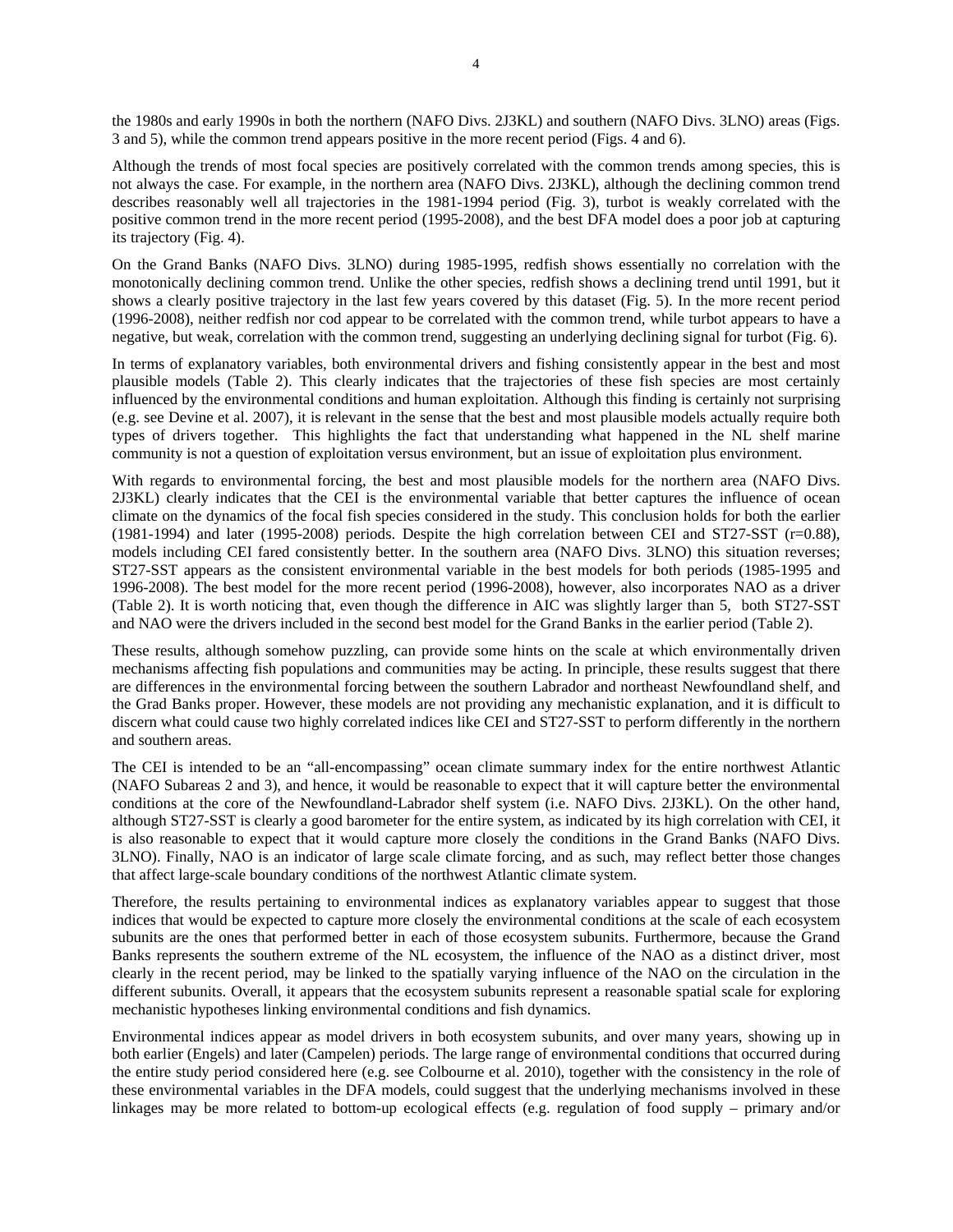the 1980s and early 1990s in both the northern (NAFO Divs. 2J3KL) and southern (NAFO Divs. 3LNO) areas (Figs. 3 and 5), while the common trend appears positive in the more recent period (Figs. 4 and 6).

Although the trends of most focal species are positively correlated with the common trends among species, this is not always the case. For example, in the northern area (NAFO Divs. 2J3KL), although the declining common trend describes reasonably well all trajectories in the 1981-1994 period (Fig. 3), turbot is weakly correlated with the positive common trend in the more recent period (1995-2008), and the best DFA model does a poor job at capturing its trajectory (Fig. 4).

On the Grand Banks (NAFO Divs. 3LNO) during 1985-1995, redfish shows essentially no correlation with the monotonically declining common trend. Unlike the other species, redfish shows a declining trend until 1991, but it shows a clearly positive trajectory in the last few years covered by this dataset (Fig. 5). In the more recent period (1996-2008), neither redfish nor cod appear to be correlated with the common trend, while turbot appears to have a negative, but weak, correlation with the common trend, suggesting an underlying declining signal for turbot (Fig. 6).

In terms of explanatory variables, both environmental drivers and fishing consistently appear in the best and most plausible models (Table 2). This clearly indicates that the trajectories of these fish species are most certainly influenced by the environmental conditions and human exploitation. Although this finding is certainly not surprising (e.g. see Devine et al. 2007), it is relevant in the sense that the best and most plausible models actually require both types of drivers together. This highlights the fact that understanding what happened in the NL shelf marine community is not a question of exploitation versus environment, but an issue of exploitation plus environment.

With regards to environmental forcing, the best and most plausible models for the northern area (NAFO Divs. 2J3KL) clearly indicates that the CEI is the environmental variable that better captures the influence of ocean climate on the dynamics of the focal fish species considered in the study. This conclusion holds for both the earlier (1981-1994) and later (1995-2008) periods. Despite the high correlation between CEI and ST27-SST ($r=0.88$), models including CEI fared consistently better. In the southern area (NAFO Divs. 3LNO) this situation reverses; ST27-SST appears as the consistent environmental variable in the best models for both periods (1985-1995 and 1996-2008). The best model for the more recent period (1996-2008), however, also incorporates NAO as a driver (Table 2). It is worth noticing that, even though the difference in AIC was slightly larger than 5, both ST27-SST and NAO were the drivers included in the second best model for the Grand Banks in the earlier period (Table 2).

These results, although somehow puzzling, can provide some hints on the scale at which environmentally driven mechanisms affecting fish populations and communities may be acting. In principle, these results suggest that there are differences in the environmental forcing between the southern Labrador and northeast Newfoundland shelf, and the Grad Banks proper. However, these models are not providing any mechanistic explanation, and it is difficult to discern what could cause two highly correlated indices like CEI and ST27-SST to perform differently in the northern and southern areas.

The CEI is intended to be an "all-encompassing" ocean climate summary index for the entire northwest Atlantic (NAFO Subareas 2 and 3), and hence, it would be reasonable to expect that it will capture better the environmental conditions at the core of the Newfoundland-Labrador shelf system (i.e. NAFO Divs. 2J3KL). On the other hand, although ST27-SST is clearly a good barometer for the entire system, as indicated by its high correlation with CEI, it is also reasonable to expect that it would capture more closely the conditions in the Grand Banks (NAFO Divs. 3LNO). Finally, NAO is an indicator of large scale climate forcing, and as such, may reflect better those changes that affect large-scale boundary conditions of the northwest Atlantic climate system.

Therefore, the results pertaining to environmental indices as explanatory variables appear to suggest that those indices that would be expected to capture more closely the environmental conditions at the scale of each ecosystem subunits are the ones that performed better in each of those ecosystem subunits. Furthermore, because the Grand Banks represents the southern extreme of the NL ecosystem, the influence of the NAO as a distinct driver, most clearly in the recent period, may be linked to the spatially varying influence of the NAO on the circulation in the different subunits. Overall, it appears that the ecosystem subunits represent a reasonable spatial scale for exploring mechanistic hypotheses linking environmental conditions and fish dynamics.

Environmental indices appear as model drivers in both ecosystem subunits, and over many years, showing up in both earlier (Engels) and later (Campelen) periods. The large range of environmental conditions that occurred during the entire study period considered here (e.g. see Colbourne et al. 2010), together with the consistency in the role of these environmental variables in the DFA models, could suggest that the underlying mechanisms involved in these linkages may be more related to bottom-up ecological effects (e.g. regulation of food supply – primary and/or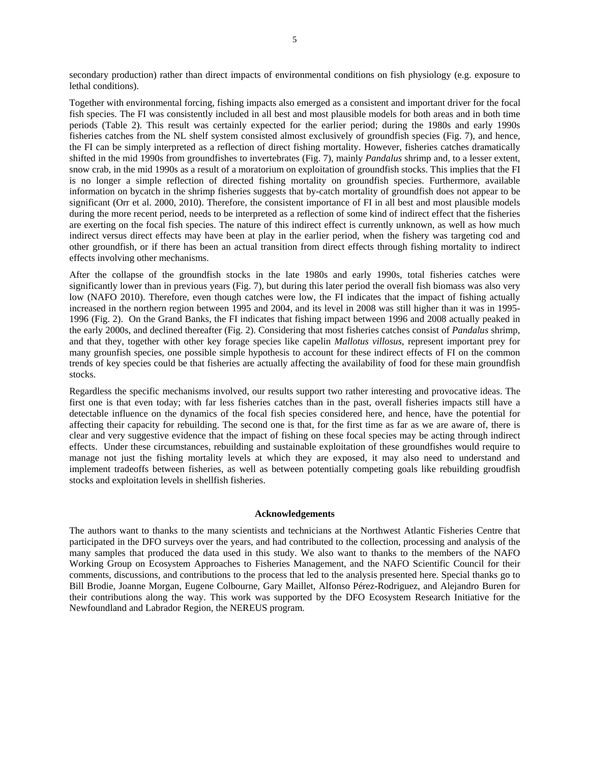secondary production) rather than direct impacts of environmental conditions on fish physiology (e.g. exposure to lethal conditions).

Together with environmental forcing, fishing impacts also emerged as a consistent and important driver for the focal fish species. The FI was consistently included in all best and most plausible models for both areas and in both time periods (Table 2). This result was certainly expected for the earlier period; during the 1980s and early 1990s fisheries catches from the NL shelf system consisted almost exclusively of groundfish species (Fig. 7), and hence, the FI can be simply interpreted as a reflection of direct fishing mortality. However, fisheries catches dramatically shifted in the mid 1990s from groundfishes to invertebrates (Fig. 7), mainly *Pandalus* shrimp and, to a lesser extent, snow crab, in the mid 1990s as a result of a moratorium on exploitation of groundfish stocks. This implies that the FI is no longer a simple reflection of directed fishing mortality on groundfish species. Furthermore, available information on bycatch in the shrimp fisheries suggests that by-catch mortality of groundfish does not appear to be significant (Orr et al. 2000, 2010). Therefore, the consistent importance of FI in all best and most plausible models during the more recent period, needs to be interpreted as a reflection of some kind of indirect effect that the fisheries are exerting on the focal fish species. The nature of this indirect effect is currently unknown, as well as how much indirect versus direct effects may have been at play in the earlier period, when the fishery was targeting cod and other groundfish, or if there has been an actual transition from direct effects through fishing mortality to indirect effects involving other mechanisms.

After the collapse of the groundfish stocks in the late 1980s and early 1990s, total fisheries catches were significantly lower than in previous years (Fig. 7), but during this later period the overall fish biomass was also very low (NAFO 2010). Therefore, even though catches were low, the FI indicates that the impact of fishing actually increased in the northern region between 1995 and 2004, and its level in 2008 was still higher than it was in 1995-1996 (Fig. 2). On the Grand Banks, the FI indicates that fishing impact between 1996 and 2008 actually peaked in the early 2000s, and declined thereafter (Fig. 2). Considering that most fisheries catches consist of *Pandalus* shrimp, and that they, together with other key forage species like capelin *Mallotus villosus*, represent important prey for many grounfish species, one possible simple hypothesis to account for these indirect effects of FI on the common trends of key species could be that fisheries are actually affecting the availability of food for these main groundfish stocks.

Regardless the specific mechanisms involved, our results support two rather interesting and provocative ideas. The first one is that even today; with far less fisheries catches than in the past, overall fisheries impacts still have a detectable influence on the dynamics of the focal fish species considered here, and hence, have the potential for affecting their capacity for rebuilding. The second one is that, for the first time as far as we are aware of, there is clear and very suggestive evidence that the impact of fishing on these focal species may be acting through indirect effects. Under these circumstances, rebuilding and sustainable exploitation of these groundfishes would require to manage not just the fishing mortality levels at which they are exposed, it may also need to understand and implement tradeoffs between fisheries, as well as between potentially competing goals like rebuilding groudfish stocks and exploitation levels in shellfish fisheries.

## Acknowledgements

The authors want to thanks to the many scientists and technicians at the Northwest Atlantic Fisheries Centre that participated in the DFO surveys over the years, and had contributed to the collection, processing and analysis of the many samples that produced the data used in this study. We also want to thanks to the members of the NAFO Working Group on Ecosystem Approaches to Fisheries Management, and the NAFO Scientific Council for their comments, discussions, and contributions to the process that led to the analysis presented here. Special thanks go to Bill Brodie, Joanne Morgan, Eugene Colbourne, Gary Maillet, Alfonso Pérez-Rodriguez, and Alejandro Buren for their contributions along the way. This work was supported by the DFO Ecosystem Research Initiative for the Newfoundland and Labrador Region, the NEREUS program.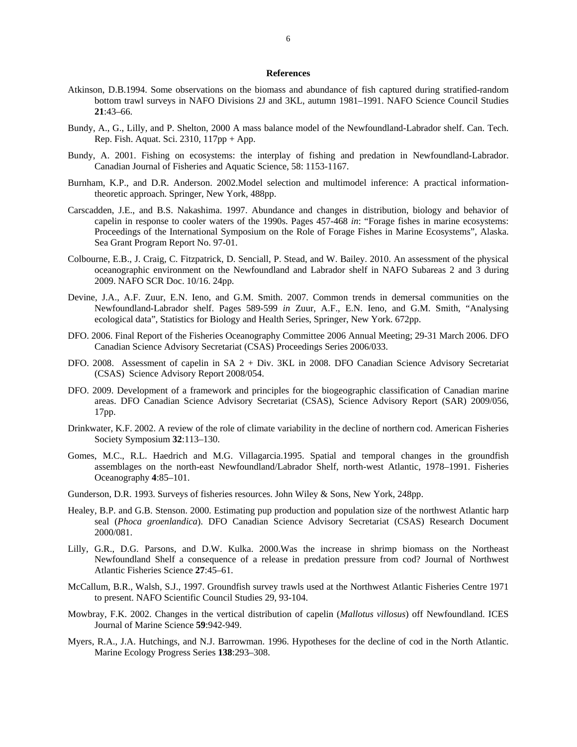## References

Atkinson, D.B.1994. Some observations on the biomass and abundance of fish captured during stratified-random bottom trawl surveys in NAFO Divisions 2J and 3KL, autumn 1981–1991. NAFO Science Council Studies **21**:43–66.

Bundy, A., G., Lilly, and P. Shelton, 2000 A mass balance model of the Newfoundland-Labrador shelf. Can. Tech. Rep. Fish. Aquat. Sci. 2310, 117pp + App.

Bundy, A. 2001. Fishing on ecosystems: the interplay of fishing and predation in Newfoundland-Labrador. Canadian Journal of Fisheries and Aquatic Science, 58: 1153-1167.

Burnham, K.P., and D.R. Anderson. 2002.Model selection and multimodel inference: A practical information-theoretic approach. Springer, New York, 488pp.

Carscadden, J.E., and B.S. Nakashima. 1997. Abundance and changes in distribution, biology and behavior of capelin in response to cooler waters of the 1990s. Pages 457-468 *in*: "Forage fishes in marine ecosystems: Proceedings of the International Symposium on the Role of Forage Fishes in Marine Ecosystems", Alaska. Sea Grant Program Report No. 97-01.

Colbourne, E.B., J. Craig, C. Fitzpatrick, D. Senciall, P. Stead, and W. Bailey. 2010. An assessment of the physical oceanographic environment on the Newfoundland and Labrador shelf in NAFO Subareas 2 and 3 during 2009. NAFO SCR Doc. 10/16. 24pp.

Devine, J.A., A.F. Zuur, E.N. Ieno, and G.M. Smith. 2007. Common trends in demersal communities on the Newfoundland-Labrador shelf. Pages 589-599 *in* Zuur, A.F., E.N. Ieno, and G.M. Smith, "Analysing ecological data", Statistics for Biology and Health Series, Springer, New York. 672pp.

DFO. 2006. Final Report of the Fisheries Oceanography Committee 2006 Annual Meeting; 29-31 March 2006. DFO Canadian Science Advisory Secretariat (CSAS) Proceedings Series 2006/033.

DFO. 2008. Assessment of capelin in SA 2 + Div. 3KL in 2008. DFO Canadian Science Advisory Secretariat (CSAS) Science Advisory Report 2008/054.

DFO. 2009. Development of a framework and principles for the biogeographic classification of Canadian marine areas. DFO Canadian Science Advisory Secretariat (CSAS), Science Advisory Report (SAR) 2009/056, 17pp.

Drinkwater, K.F. 2002. A review of the role of climate variability in the decline of northern cod. American Fisheries Society Symposium **32**:113–130.

Gomes, M.C., R.L. Haedrich and M.G. Villagarcia.1995. Spatial and temporal changes in the groundfish assemblages on the north-east Newfoundland/Labrador Shelf, north-west Atlantic, 1978–1991. Fisheries Oceanography **4**:85–101.

Gunderson, D.R. 1993. Surveys of fisheries resources. John Wiley & Sons, New York, 248pp.

Healey, B.P. and G.B. Stenson. 2000. Estimating pup production and population size of the northwest Atlantic harp seal (*Phoca groenlandica*). DFO Canadian Science Advisory Secretariat (CSAS) Research Document 2000/081.

Lilly, G.R., D.G. Parsons, and D.W. Kulka. 2000.Was the increase in shrimp biomass on the Northeast Newfoundland Shelf a consequence of a release in predation pressure from cod? Journal of Northwest Atlantic Fisheries Science **27**:45–61.

McCallum, B.R., Walsh, S.J., 1997. Groundfish survey trawls used at the Northwest Atlantic Fisheries Centre 1971 to present. NAFO Scientific Council Studies 29, 93-104.

Mowbray, F.K. 2002. Changes in the vertical distribution of capelin (*Mallotus villosus*) off Newfoundland. ICES Journal of Marine Science **59**:942-949.

Myers, R.A., J.A. Hutchings, and N.J. Barrowman. 1996. Hypotheses for the decline of cod in the North Atlantic. Marine Ecology Progress Series **138**:293–308.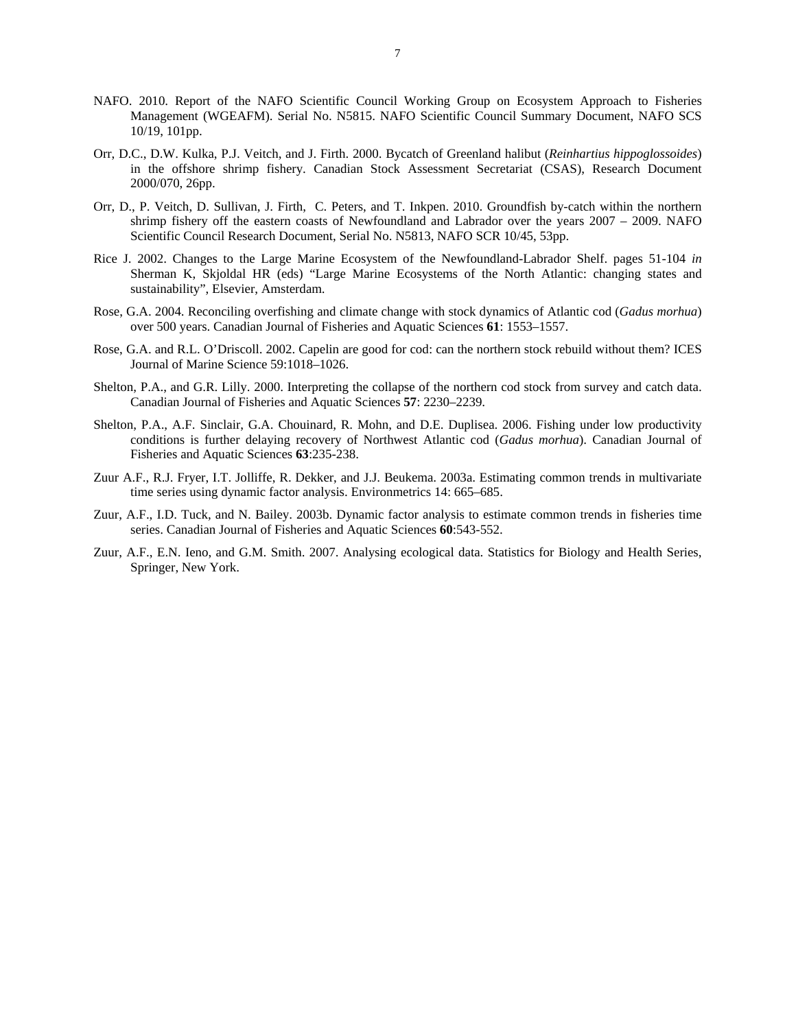NAFO. 2010. Report of the NAFO Scientific Council Working Group on Ecosystem Approach to Fisheries Management (WGEAFM). Serial No. N5815. NAFO Scientific Council Summary Document, NAFO SCS 10/19, 101pp.

Orr, D.C., D.W. Kulka, P.J. Veitch, and J. Firth. 2000. Bycatch of Greenland halibut (*Reinhartius hippoglossoides*) in the offshore shrimp fishery. Canadian Stock Assessment Secretariat (CSAS), Research Document 2000/070, 26pp.

Orr, D., P. Veitch, D. Sullivan, J. Firth, C. Peters, and T. Inkpen. 2010. Groundfish by-catch within the northern shrimp fishery off the eastern coasts of Newfoundland and Labrador over the years 2007 – 2009. NAFO Scientific Council Research Document, Serial No. N5813, NAFO SCR 10/45, 53pp.

Rice J. 2002. Changes to the Large Marine Ecosystem of the Newfoundland-Labrador Shelf. pages 51-104 *in* Sherman K, Skjoldal HR (eds) "Large Marine Ecosystems of the North Atlantic: changing states and sustainability", Elsevier, Amsterdam.

Rose, G.A. 2004. Reconciling overfishing and climate change with stock dynamics of Atlantic cod (*Gadus morhua*) over 500 years. Canadian Journal of Fisheries and Aquatic Sciences **61**: 1553–1557.

Rose, G.A. and R.L. O'Driscoll. 2002. Capelin are good for cod: can the northern stock rebuild without them? ICES Journal of Marine Science 59:1018–1026.

Shelton, P.A., and G.R. Lilly. 2000. Interpreting the collapse of the northern cod stock from survey and catch data. Canadian Journal of Fisheries and Aquatic Sciences **57**: 2230–2239.

Shelton, P.A., A.F. Sinclair, G.A. Chouinard, R. Mohn, and D.E. Duplisea. 2006. Fishing under low productivity conditions is further delaying recovery of Northwest Atlantic cod (*Gadus morhua*). Canadian Journal of Fisheries and Aquatic Sciences **63**:235-238.

Zuur A.F., R.J. Fryer, I.T. Jolliffe, R. Dekker, and J.J. Beukema. 2003a. Estimating common trends in multivariate time series using dynamic factor analysis. Environmetrics 14: 665–685.

Zuur, A.F., I.D. Tuck, and N. Bailey. 2003b. Dynamic factor analysis to estimate common trends in fisheries time series. Canadian Journal of Fisheries and Aquatic Sciences **60**:543-552.

Zuur, A.F., E.N. Ieno, and G.M. Smith. 2007. Analysing ecological data. Statistics for Biology and Health Series, Springer, New York.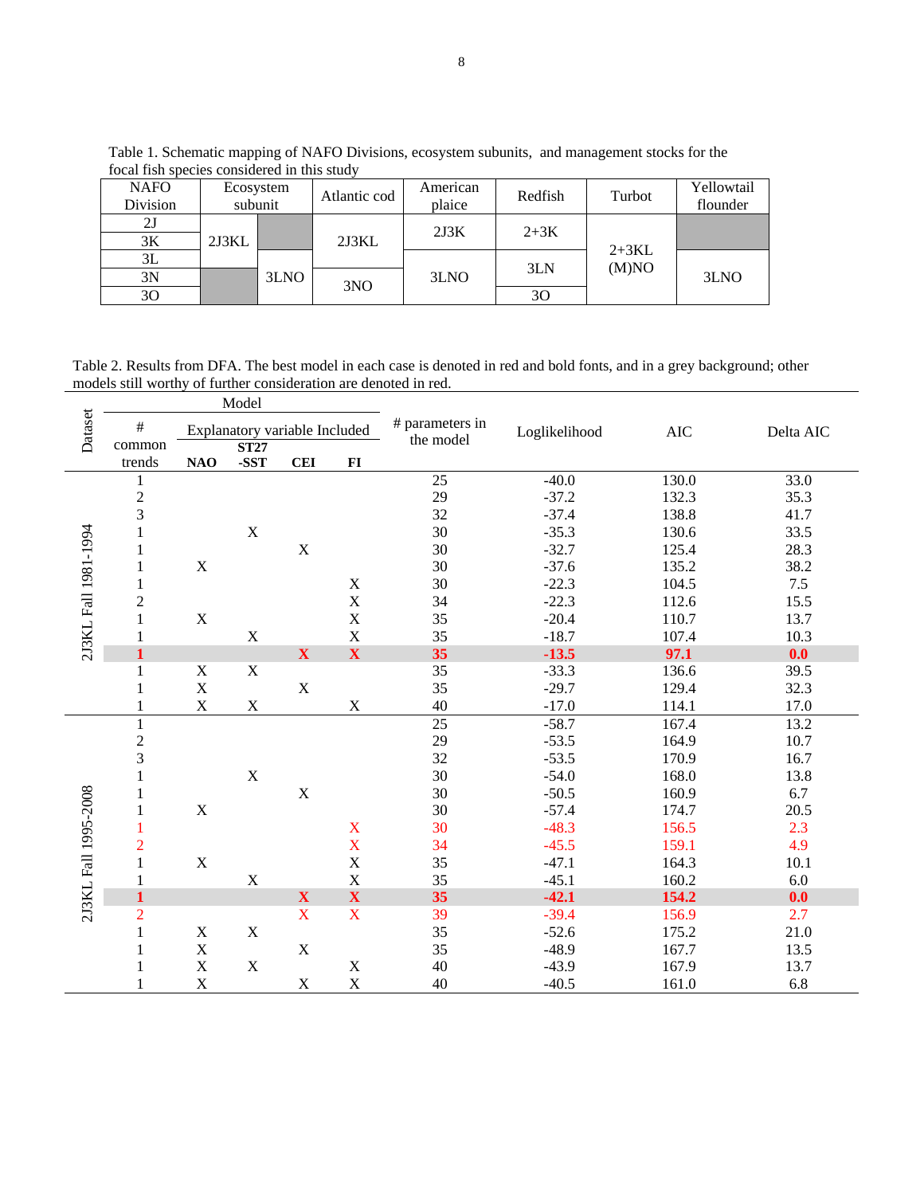Table 1. Schematic mapping of NAFO Divisions, ecosystem subunits, and management stocks for the focal fish species considered in this study

| NAFO Division | Ecosystem subunit | | Atlantic cod | American plaice | Redfish | Turbot | Yellowtail flounder |
|---|---|---|---|---|---|---|---|
| 2J | 2J3KL | | 2J3KL | 2J3K | 2+3K | 2+3KL (M)NO | |
| 3K | | | | | | | |
| 3L | | 3LNO | | 3LNO | 3LN | | 3LNO |
| 3N | | | 3NO | | | | |
| 3O | | | | | 3O | | |

Table 2. Results from DFA. The best model in each case is denoted in red and bold fonts, and in a grey background; other models still worthy of further consideration are denoted in red.

| Dataset | # common trends | NAO | ST27-SST | CEI | FI | # parameters in the model | Loglikelihood | AIC | Delta AIC |
|---|---|---|---|---|---|---|---|---|---|
| | | **Explanatory variable Included** | | | | | | | |
| 2J3KL Fall 1981-1994 | 1 | | | | | 25 | -40.0 | 130.0 | 33.0 |
| | 2 | | | | | 29 | -37.2 | 132.3 | 35.3 |
| | 3 | | | | | 32 | -37.4 | 138.8 | 41.7 |
| | 1 | | X | | | 30 | -35.3 | 130.6 | 33.5 |
| | 1 | | | X | | 30 | -32.7 | 125.4 | 28.3 |
| | 1 | X | | | | 30 | -37.6 | 135.2 | 38.2 |
| | 1 | | | | X | 30 | -22.3 | 104.5 | 7.5 |
| | 2 | | | | X | 34 | -22.3 | 112.6 | 15.5 |
| | 1 | X | | | X | 35 | -20.4 | 110.7 | 13.7 |
| | 1 | | X | | X | 35 | -18.7 | 107.4 | 10.3 |
| | **1** | | | **X** | **X** | **35** | **-13.5** | **97.1** | **0.0** |
| | 1 | X | X | | | 35 | -33.3 | 136.6 | 39.5 |
| | 1 | X | | X | | 35 | -29.7 | 129.4 | 32.3 |
| | 1 | X | X | | X | 40 | -17.0 | 114.1 | 17.0 |
| 2J3KL Fall 1995-2008 | 1 | | | | | 25 | -58.7 | 167.4 | 13.2 |
| | 2 | | | | | 29 | -53.5 | 164.9 | 10.7 |
| | 3 | | | | | 32 | -53.5 | 170.9 | 16.7 |
| | 1 | | X | | | 30 | -54.0 | 168.0 | 13.8 |
| | 1 | | | X | | 30 | -50.5 | 160.9 | 6.7 |
| | 1 | X | | | | 30 | -57.4 | 174.7 | 20.5 |
| | 1 | | | | X | 30 | -48.3 | 156.5 | 2.3 |
| | 2 | | | | X | 34 | -45.5 | 159.1 | 4.9 |
| | 1 | X | | | X | 35 | -47.1 | 164.3 | 10.1 |
| | 1 | | X | | X | 35 | -45.1 | 160.2 | 6.0 |
| | **1** | | | **X** | **X** | **35** | **-42.1** | **154.2** | **0.0** |
| | 2 | | | X | X | 39 | -39.4 | 156.9 | 2.7 |
| | 1 | X | X | | | 35 | -52.6 | 175.2 | 21.0 |
| | 1 | X | | X | | 35 | -48.9 | 167.7 | 13.5 |
| | 1 | X | X | | X | 40 | -43.9 | 167.9 | 13.7 |
| | 1 | X | | X | X | 40 | -40.5 | 161.0 | 6.8 |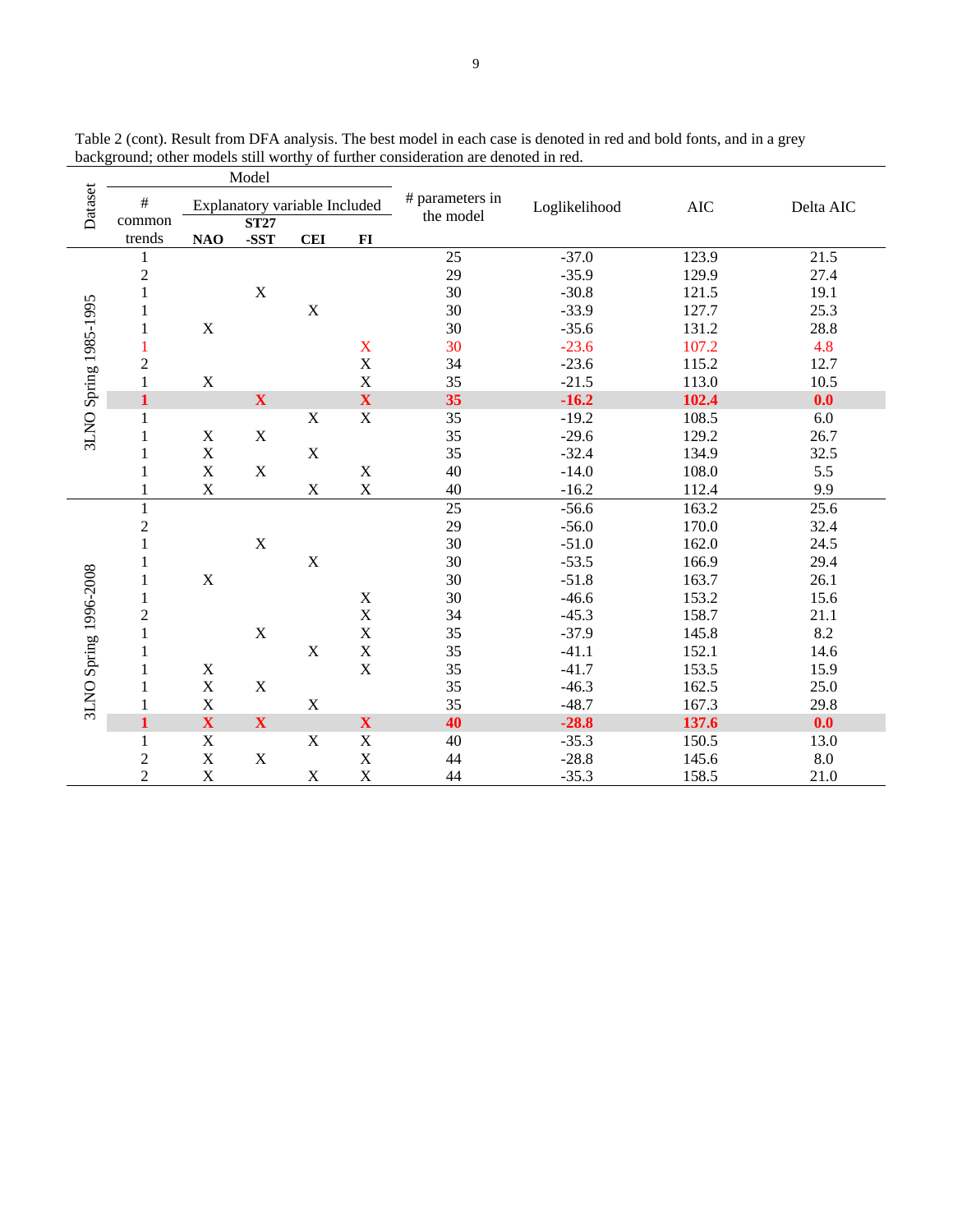Table 2 (cont). Result from DFA analysis. The best model in each case is denoted in red and bold fonts, and in a grey background; other models still worthy of further consideration are denoted in red.

| Dataset | Model | | | | | # parameters in the model | Loglikelihood | AIC | Delta AIC |
|---|---|---|---|---|---|---|---|---|---|
| | # common trends | Explanatory variable Included | | | | | | | |
| | | NAO | ST27-SST | CEI | FI | | | | |
| 3LNO Spring 1985-1995 | 1 | | | | | 25 | -37.0 | 123.9 | 21.5 |
| | 2 | | | | | 29 | -35.9 | 129.9 | 27.4 |
| | 1 | | X | | | 30 | -30.8 | 121.5 | 19.1 |
| | 1 | | | X | | 30 | -33.9 | 127.7 | 25.3 |
| | 1 | X | | | | 30 | -35.6 | 131.2 | 28.8 |
| | 1 | | | | X | 30 | -23.6 | 107.2 | 4.8 |
| | 2 | | | | X | 34 | -23.6 | 115.2 | 12.7 |
| | 1 | X | | | X | 35 | -21.5 | 113.0 | 10.5 |
| | **1** | | **X** | | **X** | **35** | **-16.2** | **102.4** | **0.0** |
| | 1 | | | X | X | 35 | -19.2 | 108.5 | 6.0 |
| | 1 | X | X | | | 35 | -29.6 | 129.2 | 26.7 |
| | 1 | X | | X | | 35 | -32.4 | 134.9 | 32.5 |
| | 1 | X | X | | X | 40 | -14.0 | 108.0 | 5.5 |
| | 1 | X | | X | X | 40 | -16.2 | 112.4 | 9.9 |
| 3LNO Spring 1996-2008 | 1 | | | | | 25 | -56.6 | 163.2 | 25.6 |
| | 2 | | | | | 29 | -56.0 | 170.0 | 32.4 |
| | 1 | | X | | | 30 | -51.0 | 162.0 | 24.5 |
| | 1 | | | X | | 30 | -53.5 | 166.9 | 29.4 |
| | 1 | X | | | | 30 | -51.8 | 163.7 | 26.1 |
| | 1 | | | | X | 30 | -46.6 | 153.2 | 15.6 |
| | 2 | | | | X | 34 | -45.3 | 158.7 | 21.1 |
| | 1 | | X | | X | 35 | -37.9 | 145.8 | 8.2 |
| | 1 | | | X | X | 35 | -41.1 | 152.1 | 14.6 |
| | 1 | X | | | X | 35 | -41.7 | 153.5 | 15.9 |
| | 1 | X | X | | | 35 | -46.3 | 162.5 | 25.0 |
| | 1 | X | | X | | 35 | -48.7 | 167.3 | 29.8 |
| | **1** | **X** | **X** | | **X** | **40** | **-28.8** | **137.6** | **0.0** |
| | 1 | X | | X | X | 40 | -35.3 | 150.5 | 13.0 |
| | 2 | X | X | | X | 44 | -28.8 | 145.6 | 8.0 |
| | 2 | X | | X | X | 44 | -35.3 | 158.5 | 21.0 |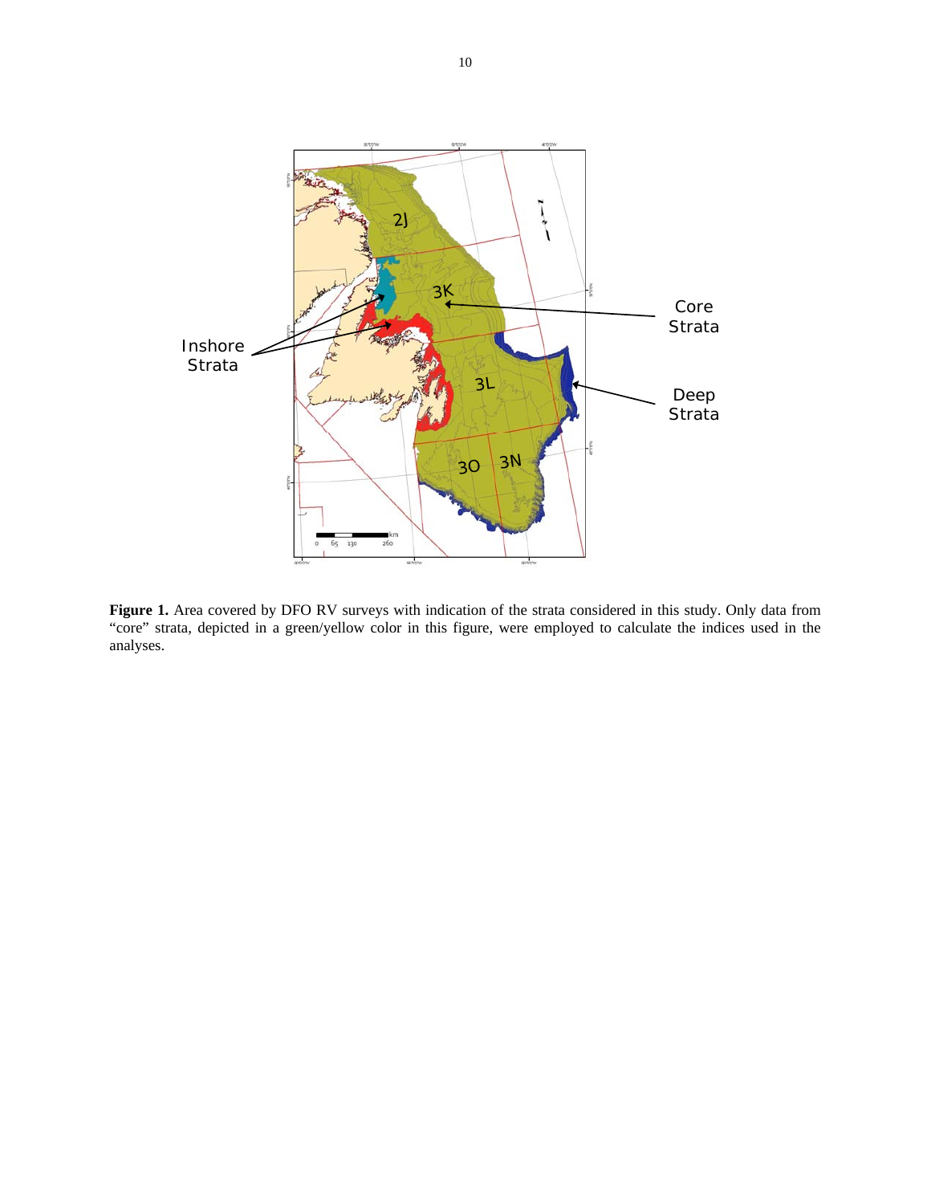**Figure 1.** Area covered by DFO RV surveys with indication of the strata considered in this study. Only data from "core" strata, depicted in a green/yellow color in this figure, were employed to calculate the indices used in the analyses.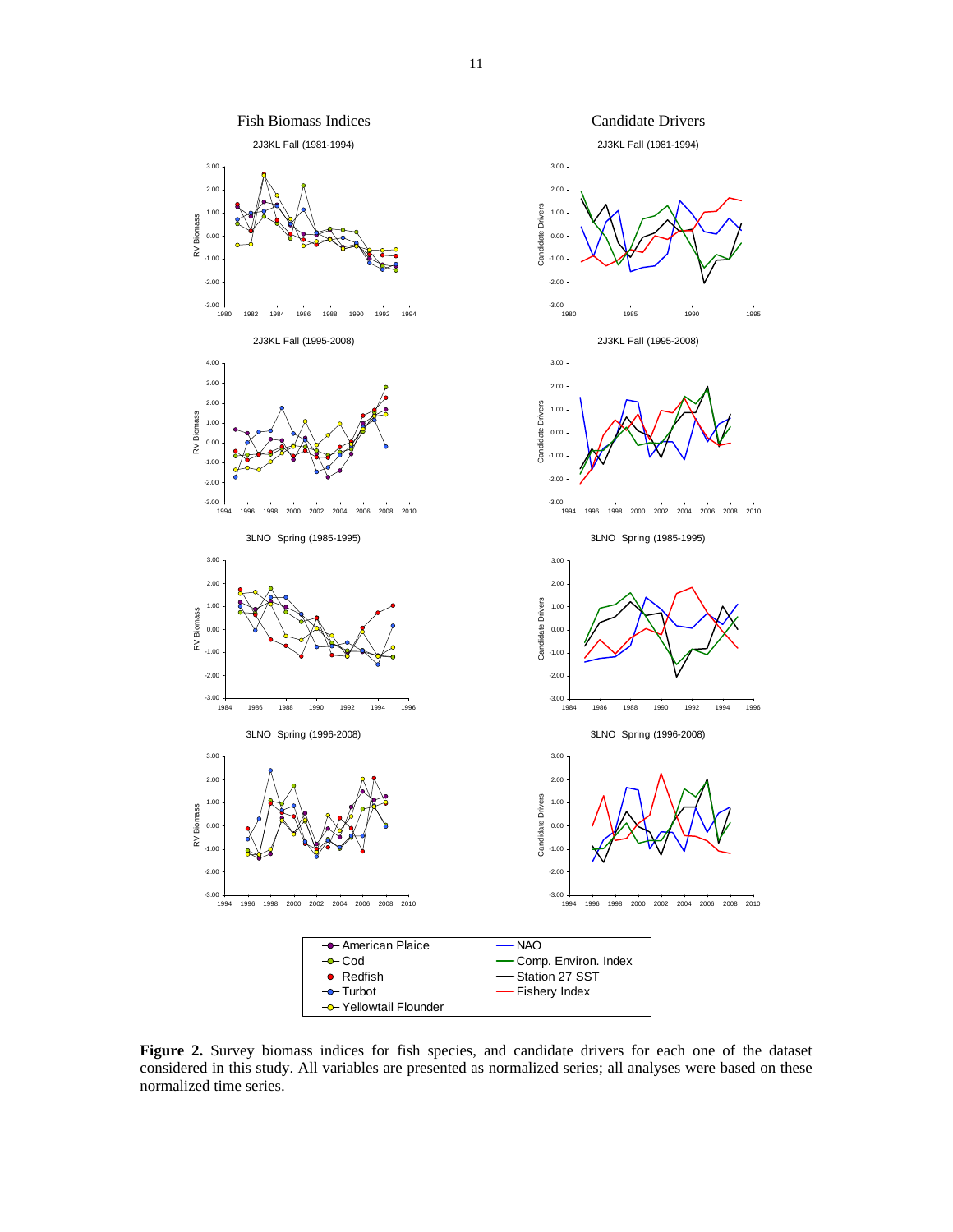**Figure 2.** Survey biomass indices for fish species, and candidate drivers for each one of the dataset considered in this study. All variables are presented as normalized series; all analyses were based on these normalized time series.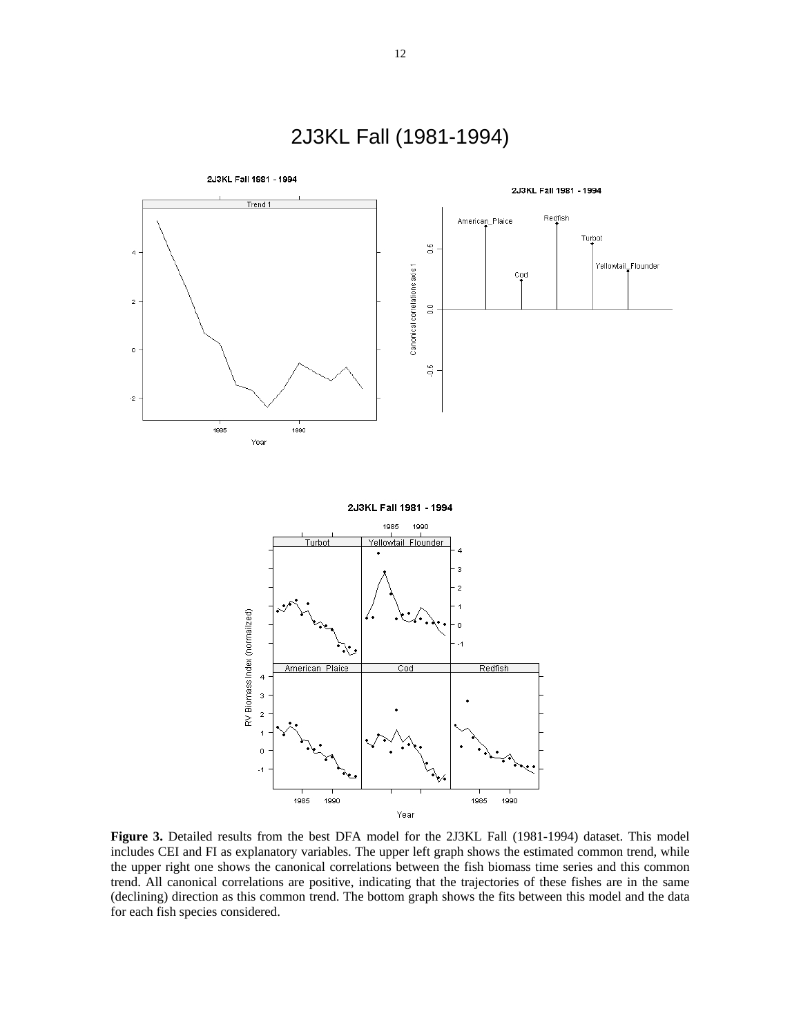# 2J3KL Fall (1981-1994)

**Figure 3.** Detailed results from the best DFA model for the 2J3KL Fall (1981-1994) dataset. This model includes CEI and FI as explanatory variables. The upper left graph shows the estimated common trend, while the upper right one shows the canonical correlations between the fish biomass time series and this common trend. All canonical correlations are positive, indicating that the trajectories of these fishes are in the same (declining) direction as this common trend. The bottom graph shows the fits between this model and the data for each fish species considered.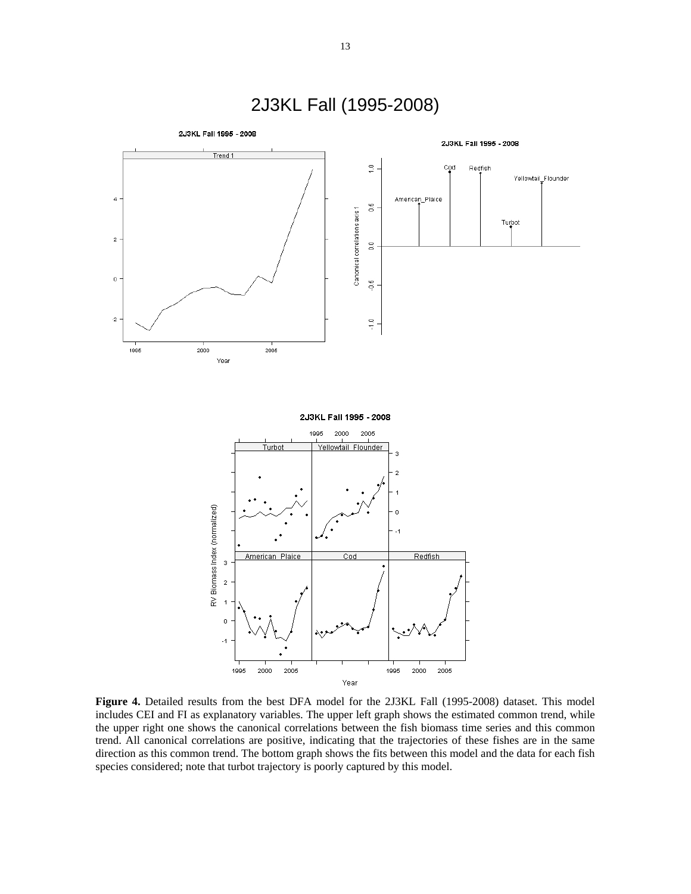# 2J3KL Fall (1995-2008)

**Figure 4.** Detailed results from the best DFA model for the 2J3KL Fall (1995-2008) dataset. This model includes CEI and FI as explanatory variables. The upper left graph shows the estimated common trend, while the upper right one shows the canonical correlations between the fish biomass time series and this common trend. All canonical correlations are positive, indicating that the trajectories of these fishes are in the same direction as this common trend. The bottom graph shows the fits between this model and the data for each fish species considered; note that turbot trajectory is poorly captured by this model.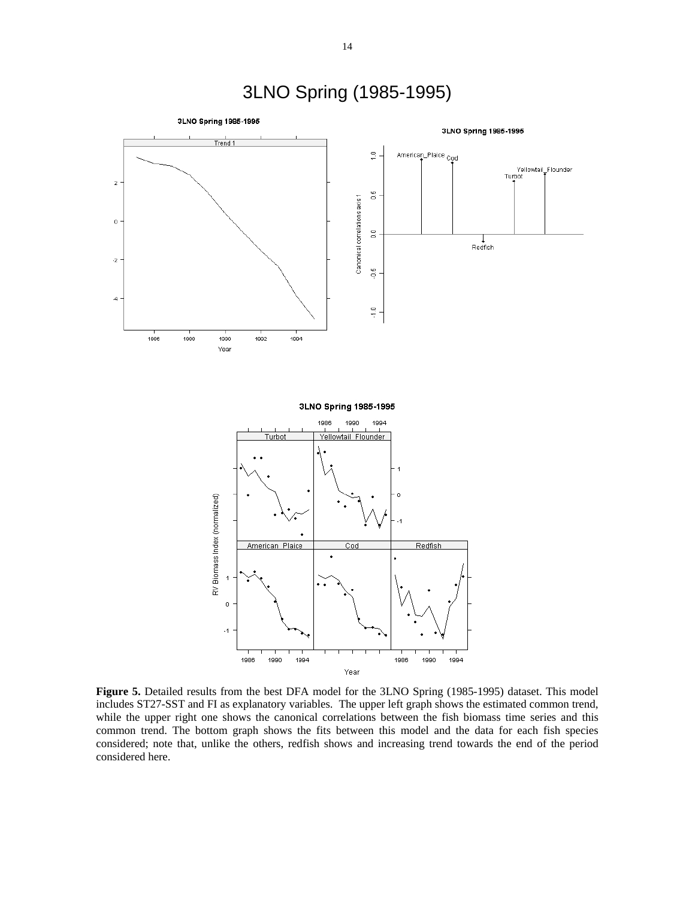# 3LNO Spring (1985-1995)

**Figure 5.** Detailed results from the best DFA model for the 3LNO Spring (1985-1995) dataset. This model includes ST27-SST and FI as explanatory variables. The upper left graph shows the estimated common trend, while the upper right one shows the canonical correlations between the fish biomass time series and this common trend. The bottom graph shows the fits between this model and the data for each fish species considered; note that, unlike the others, redfish shows and increasing trend towards the end of the period considered here.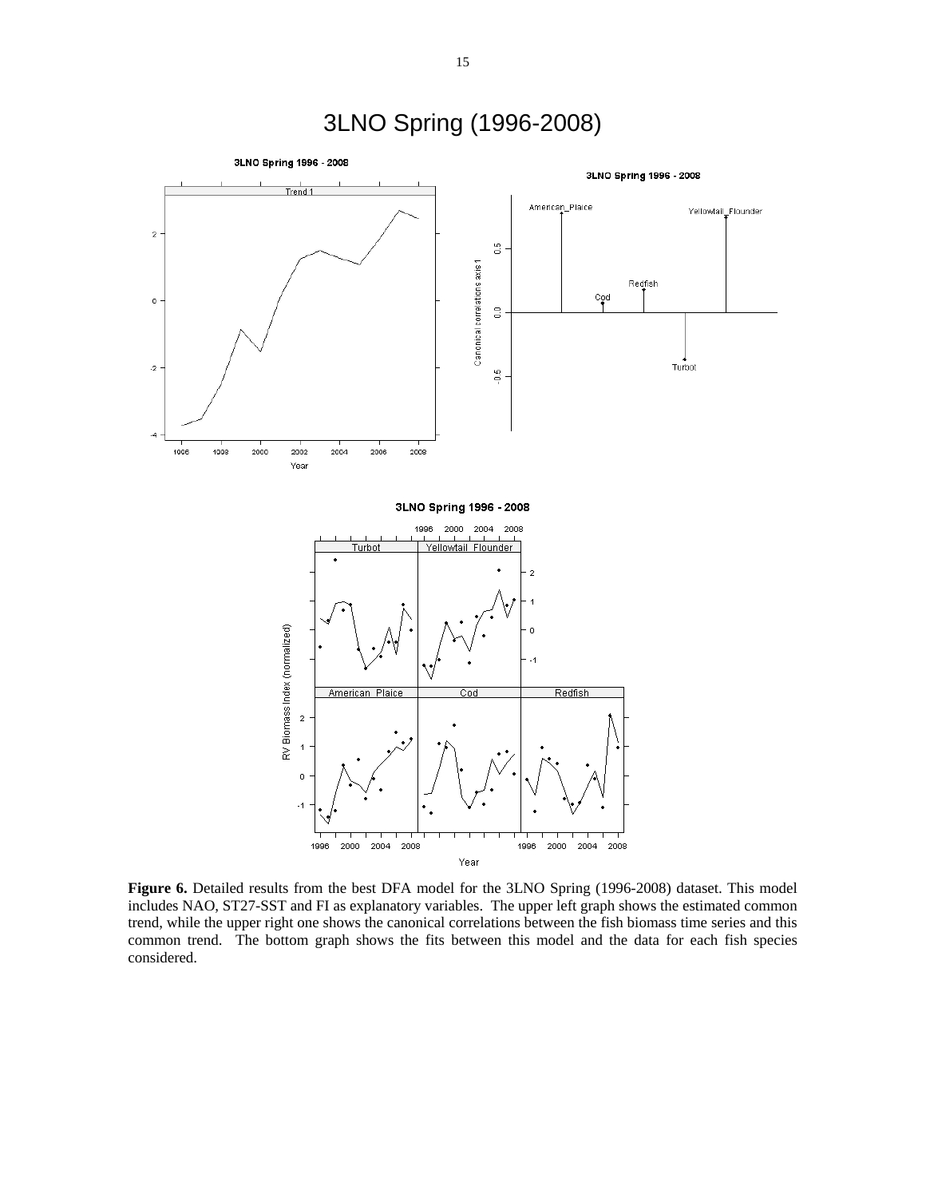# 3LNO Spring (1996-2008)

**Figure 6.** Detailed results from the best DFA model for the 3LNO Spring (1996-2008) dataset. This model includes NAO, ST27-SST and FI as explanatory variables. The upper left graph shows the estimated common trend, while the upper right one shows the canonical correlations between the fish biomass time series and this common trend. The bottom graph shows the fits between this model and the data for each fish species considered.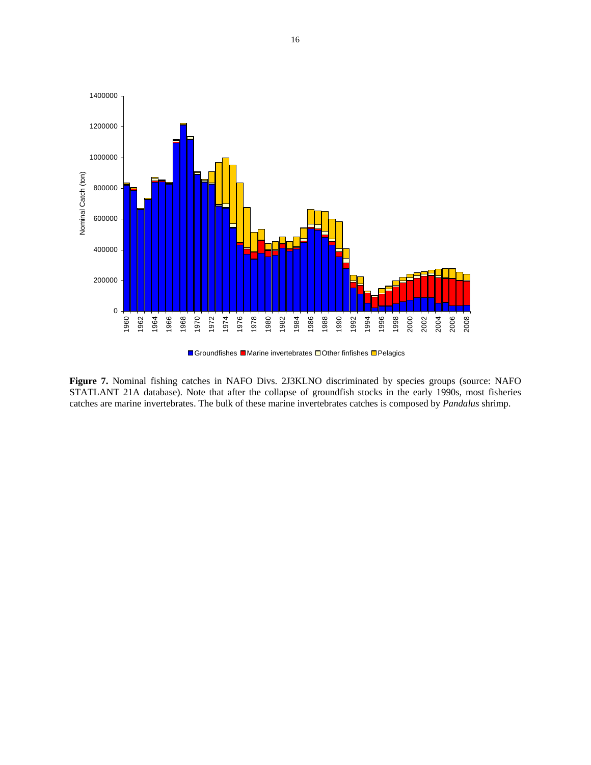Nominal Catch (ton)

1400000
1200000
1000000
800000
600000
400000
200000
0

1960 1962 1964 1966 1968 1970 1972 1974 1976 1978 1980 1982 1984 1986 1988 1990 1992 1994 1996 1998 2000 2002 2004 2006 2008

Groundfishes Marine invertebrates Other finfishes Pelagics

**Figure 7.** Nominal fishing catches in NAFO Divs. 2J3KLNO discriminated by species groups (source: NAFO STATLANT 21A database). Note that after the collapse of groundfish stocks in the early 1990s, most fisheries catches are marine invertebrates. The bulk of these marine invertebrates catches is composed by *Pandalus* shrimp.